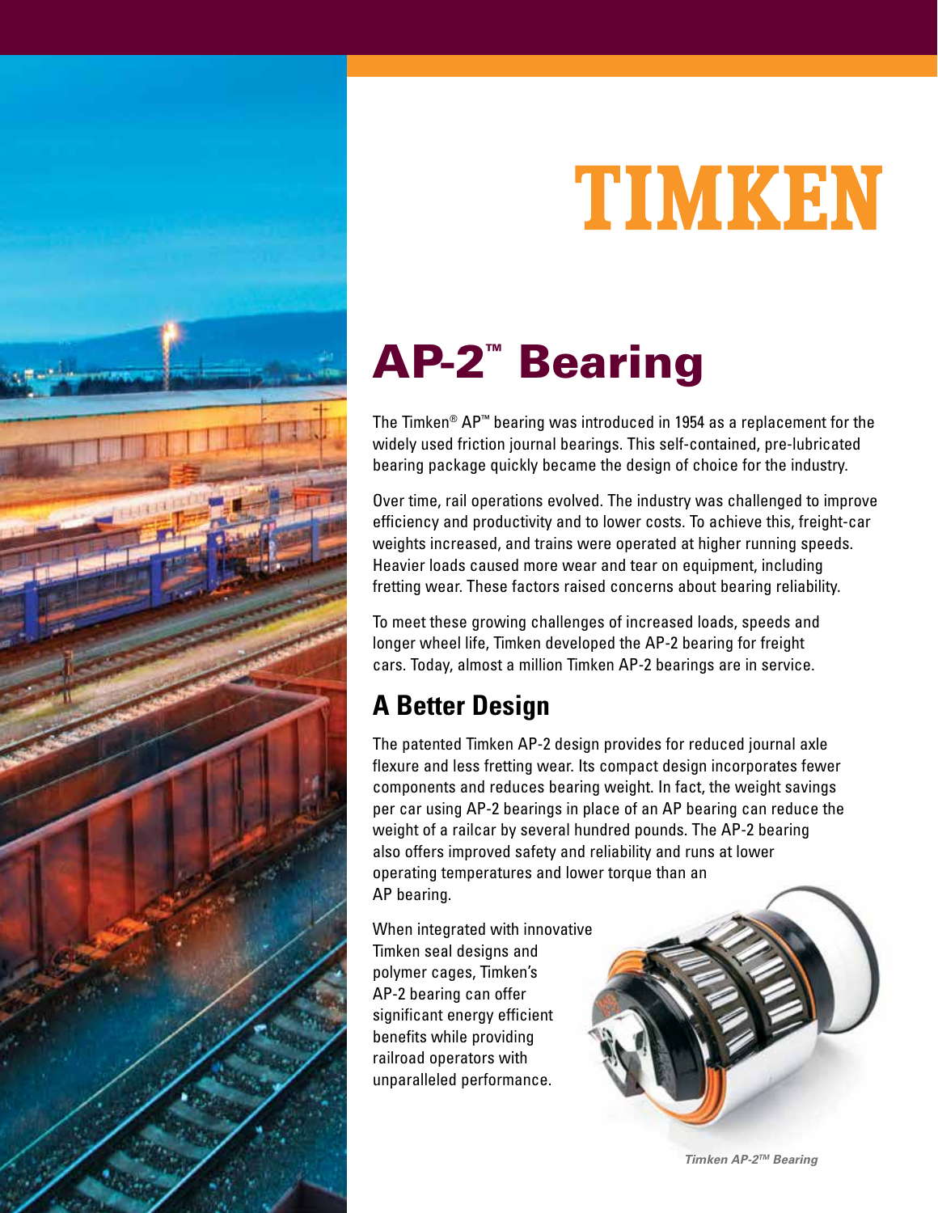# TIMKEN

## AP-2™ Bearing

The Timken® AP™ bearing was introduced in 1954 as a replacement for the widely used friction journal bearings. This self-contained, pre-lubricated bearing package quickly became the design of choice for the industry.

Over time, rail operations evolved. The industry was challenged to improve efficiency and productivity and to lower costs. To achieve this, freight-car weights increased, and trains were operated at higher running speeds. Heavier loads caused more wear and tear on equipment, including fretting wear. These factors raised concerns about bearing reliability.

To meet these growing challenges of increased loads, speeds and longer wheel life, Timken developed the AP-2 bearing for freight cars. Today, almost a million Timken AP-2 bearings are in service.

### A Better Design

The patented Timken AP-2 design provides for reduced journal axle flexure and less fretting wear. Its compact design incorporates fewer components and reduces bearing weight. In fact, the weight savings per car using AP-2 bearings in place of an AP bearing can reduce the weight of a railcar by several hundred pounds. The AP-2 bearing also offers improved safety and reliability and runs at lower operating temperatures and lower torque than an AP bearing.

When integrated with innovative Timken seal designs and polymer cages, Timken's AP-2 bearing can offer significant energy efficient benefits while providing railroad operators with unparalleled performance.

*Timken AP-2™ Bearing*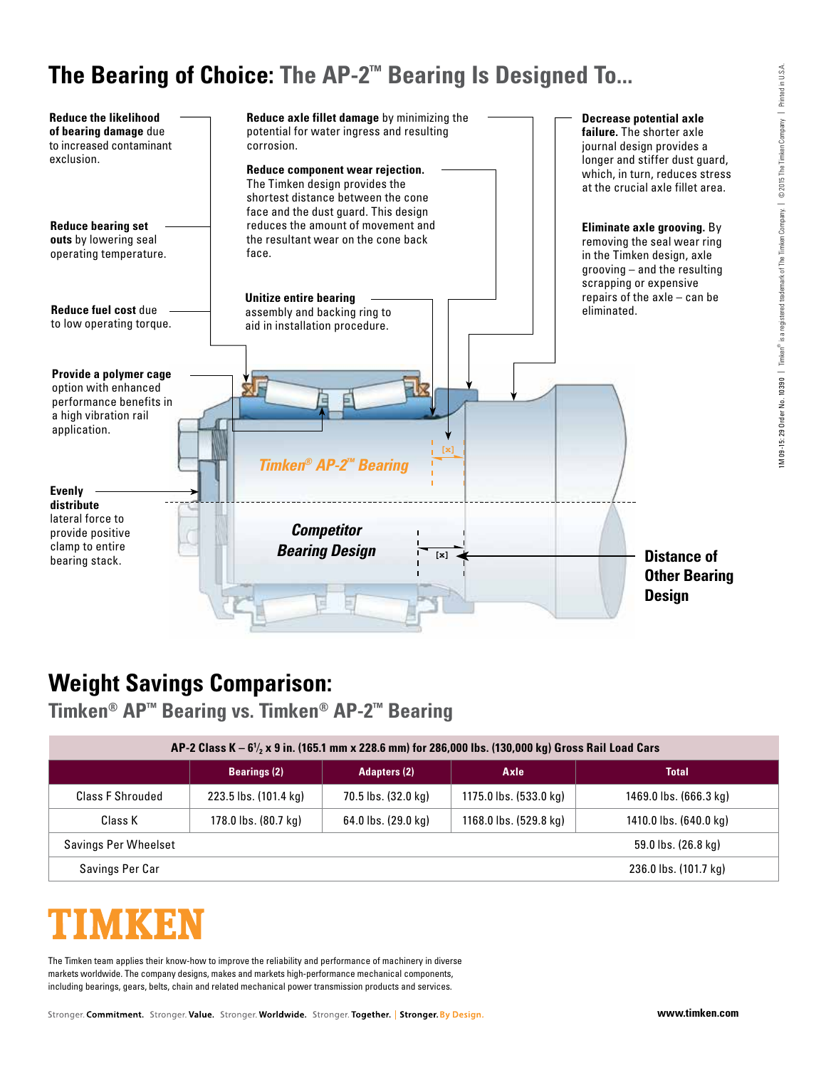# The Bearing of Choice: The AP-2™ Bearing Is Designed To...

**Reduce the likelihood of bearing damage** due to increased contaminant exclusion.

**Reduce bearing set outs** by lowering seal operating temperature.

**Reduce fuel cost** due to low operating torque.

**Provide a polymer cage** option with enhanced performance benefits in a high vibration rail application.

**Evenly distribute** lateral force to provide positive clamp to entire bearing stack.

**Reduce axle fillet damage** by minimizing the potential for water ingress and resulting corrosion.

**Reduce component wear rejection.** The Timken design provides the shortest distance between the cone face and the dust guard. This design reduces the amount of movement and the resultant wear on the cone back face.

**Unitize entire bearing** assembly and backing ring to aid in installation procedure.

**Decrease potential axle failure.** The shorter axle journal design provides a longer and stiffer dust guard, which, in turn, reduces stress at the crucial axle fillet area.

**Eliminate axle grooving.** By removing the seal wear ring in the Timken design, axle grooving – and the resulting scrapping or expensive repairs of the axle – can be eliminated.

Timken® AP-2™ Bearing

[x]

Competitor Bearing Design

[x]

**Distance of Other Bearing Design**

# Weight Savings Comparison:

## Timken® AP™ Bearing vs. Timken® AP-2™ Bearing

**AP-2 Class K – 6½ x 9 in. (165.1 mm x 228.6 mm) for 286,000 lbs. (130,000 kg) Gross Rail Load Cars**

| | Bearings (2) | Adapters (2) | Axle | Total |
|---|---|---|---|---|
| Class F Shrouded | 223.5 lbs. (101.4 kg) | 70.5 lbs. (32.0 kg) | 1175.0 lbs. (533.0 kg) | 1469.0 lbs. (666.3 kg) |
| Class K | 178.0 lbs. (80.7 kg) | 64.0 lbs. (29.0 kg) | 1168.0 lbs. (529.8 kg) | 1410.0 lbs. (640.0 kg) |
| Savings Per Wheelset | | | | 59.0 lbs. (26.8 kg) |
| Savings Per Car | | | | 236.0 lbs. (101.7 kg) |

**TIMKEN**

The Timken team applies their know-how to improve the reliability and performance of machinery in diverse markets worldwide. The company designs, makes and markets high-performance mechanical components, including bearings, gears, belts, chain and related mechanical power transmission products and services.

Stronger. **Commitment.** Stronger. **Value.** Stronger. **Worldwide.** Stronger. **Together.** | **Stronger. By Design.**

**www.timken.com**

1M 09-15: 29 Order No. 10390 | Timken® is a registered trademark of The Timken Company. | © 2015 The Timken Company | Printed in U.S.A.